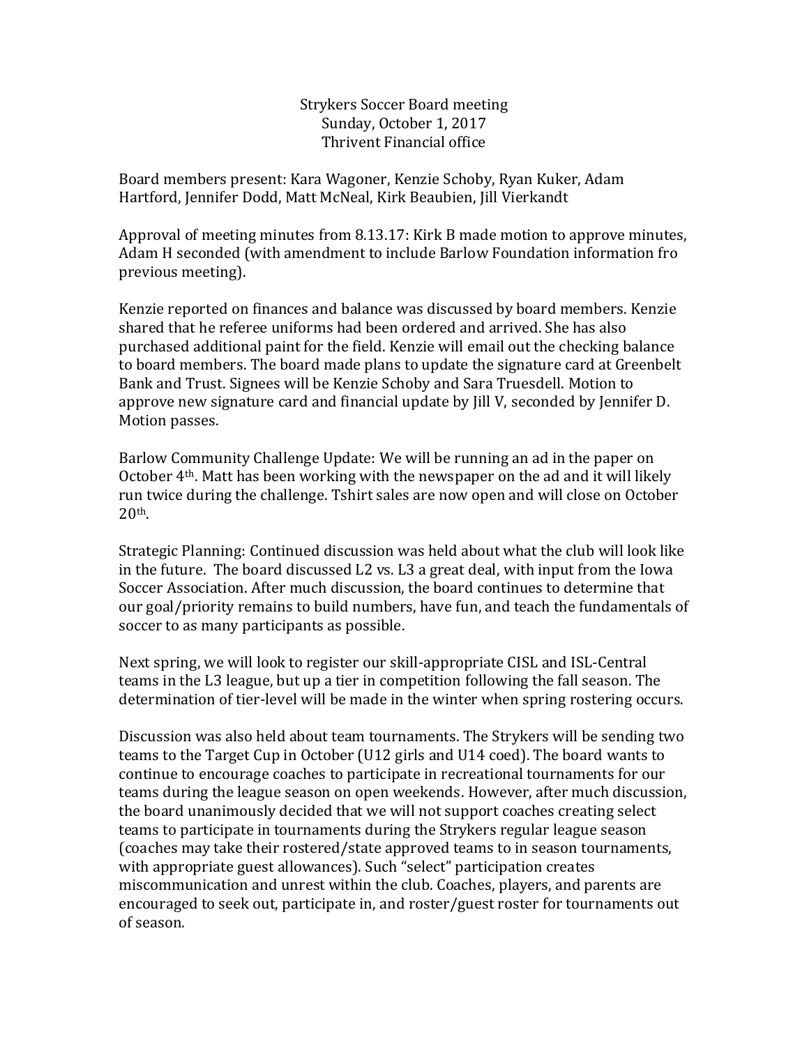Strykers Soccer Board meeting
Sunday, October 1, 2017
Thrivent Financial office

Board members present: Kara Wagoner, Kenzie Schoby, Ryan Kuker, Adam Hartford, Jennifer Dodd, Matt McNeal, Kirk Beaubien, Jill Vierkandt

Approval of meeting minutes from 8.13.17: Kirk B made motion to approve minutes, Adam H seconded (with amendment to include Barlow Foundation information fro previous meeting).

Kenzie reported on finances and balance was discussed by board members. Kenzie shared that he referee uniforms had been ordered and arrived. She has also purchased additional paint for the field. Kenzie will email out the checking balance to board members. The board made plans to update the signature card at Greenbelt Bank and Trust. Signees will be Kenzie Schoby and Sara Truesdell. Motion to approve new signature card and financial update by Jill V, seconded by Jennifer D. Motion passes.

Barlow Community Challenge Update: We will be running an ad in the paper on October 4th. Matt has been working with the newspaper on the ad and it will likely run twice during the challenge. Tshirt sales are now open and will close on October 20th.

Strategic Planning: Continued discussion was held about what the club will look like in the future. The board discussed L2 vs. L3 a great deal, with input from the Iowa Soccer Association. After much discussion, the board continues to determine that our goal/priority remains to build numbers, have fun, and teach the fundamentals of soccer to as many participants as possible.

Next spring, we will look to register our skill-appropriate CISL and ISL-Central teams in the L3 league, but up a tier in competition following the fall season. The determination of tier-level will be made in the winter when spring rostering occurs.

Discussion was also held about team tournaments. The Strykers will be sending two teams to the Target Cup in October (U12 girls and U14 coed). The board wants to continue to encourage coaches to participate in recreational tournaments for our teams during the league season on open weekends. However, after much discussion, the board unanimously decided that we will not support coaches creating select teams to participate in tournaments during the Strykers regular league season (coaches may take their rostered/state approved teams to in season tournaments, with appropriate guest allowances). Such "select" participation creates miscommunication and unrest within the club. Coaches, players, and parents are encouraged to seek out, participate in, and roster/guest roster for tournaments out of season.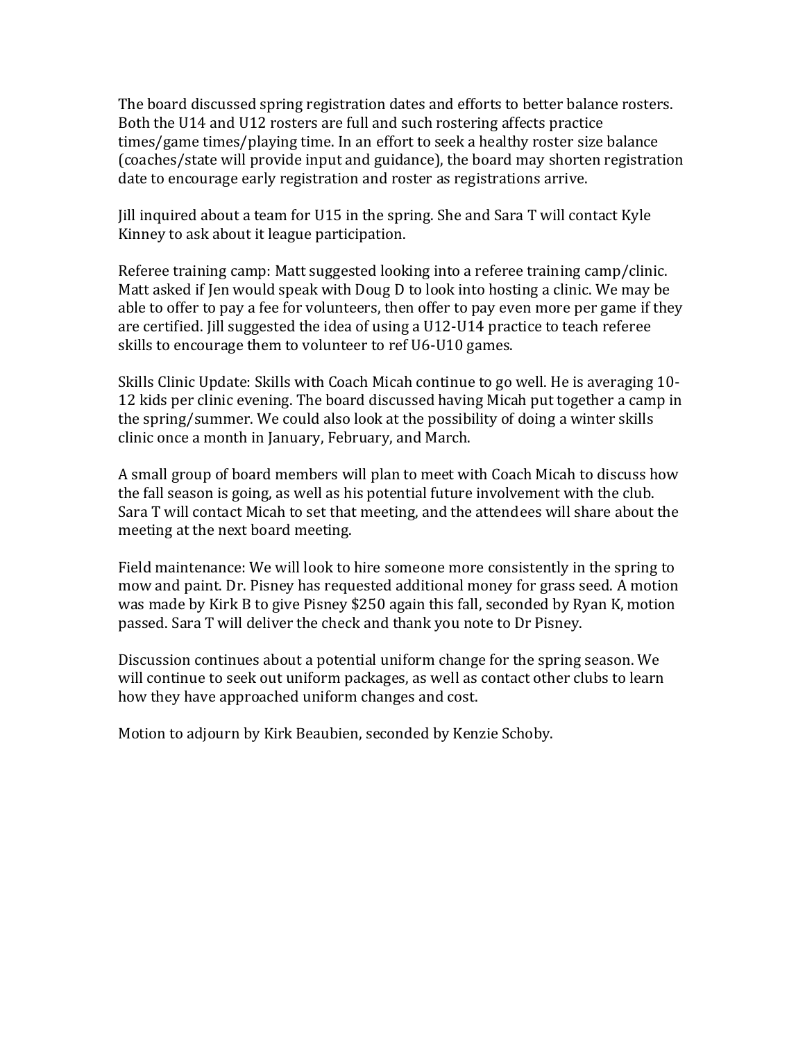The board discussed spring registration dates and efforts to better balance rosters. Both the U14 and U12 rosters are full and such rostering affects practice times/game times/playing time. In an effort to seek a healthy roster size balance (coaches/state will provide input and guidance), the board may shorten registration date to encourage early registration and roster as registrations arrive.

Jill inquired about a team for U15 in the spring. She and Sara T will contact Kyle Kinney to ask about it league participation.

Referee training camp: Matt suggested looking into a referee training camp/clinic. Matt asked if Jen would speak with Doug D to look into hosting a clinic. We may be able to offer to pay a fee for volunteers, then offer to pay even more per game if they are certified. Jill suggested the idea of using a U12-U14 practice to teach referee skills to encourage them to volunteer to ref U6-U10 games.

Skills Clinic Update: Skills with Coach Micah continue to go well. He is averaging 10-12 kids per clinic evening. The board discussed having Micah put together a camp in the spring/summer. We could also look at the possibility of doing a winter skills clinic once a month in January, February, and March.

A small group of board members will plan to meet with Coach Micah to discuss how the fall season is going, as well as his potential future involvement with the club. Sara T will contact Micah to set that meeting, and the attendees will share about the meeting at the next board meeting.

Field maintenance: We will look to hire someone more consistently in the spring to mow and paint. Dr. Pisney has requested additional money for grass seed. A motion was made by Kirk B to give Pisney $250 again this fall, seconded by Ryan K, motion passed. Sara T will deliver the check and thank you note to Dr Pisney.

Discussion continues about a potential uniform change for the spring season. We will continue to seek out uniform packages, as well as contact other clubs to learn how they have approached uniform changes and cost.

Motion to adjourn by Kirk Beaubien, seconded by Kenzie Schoby.